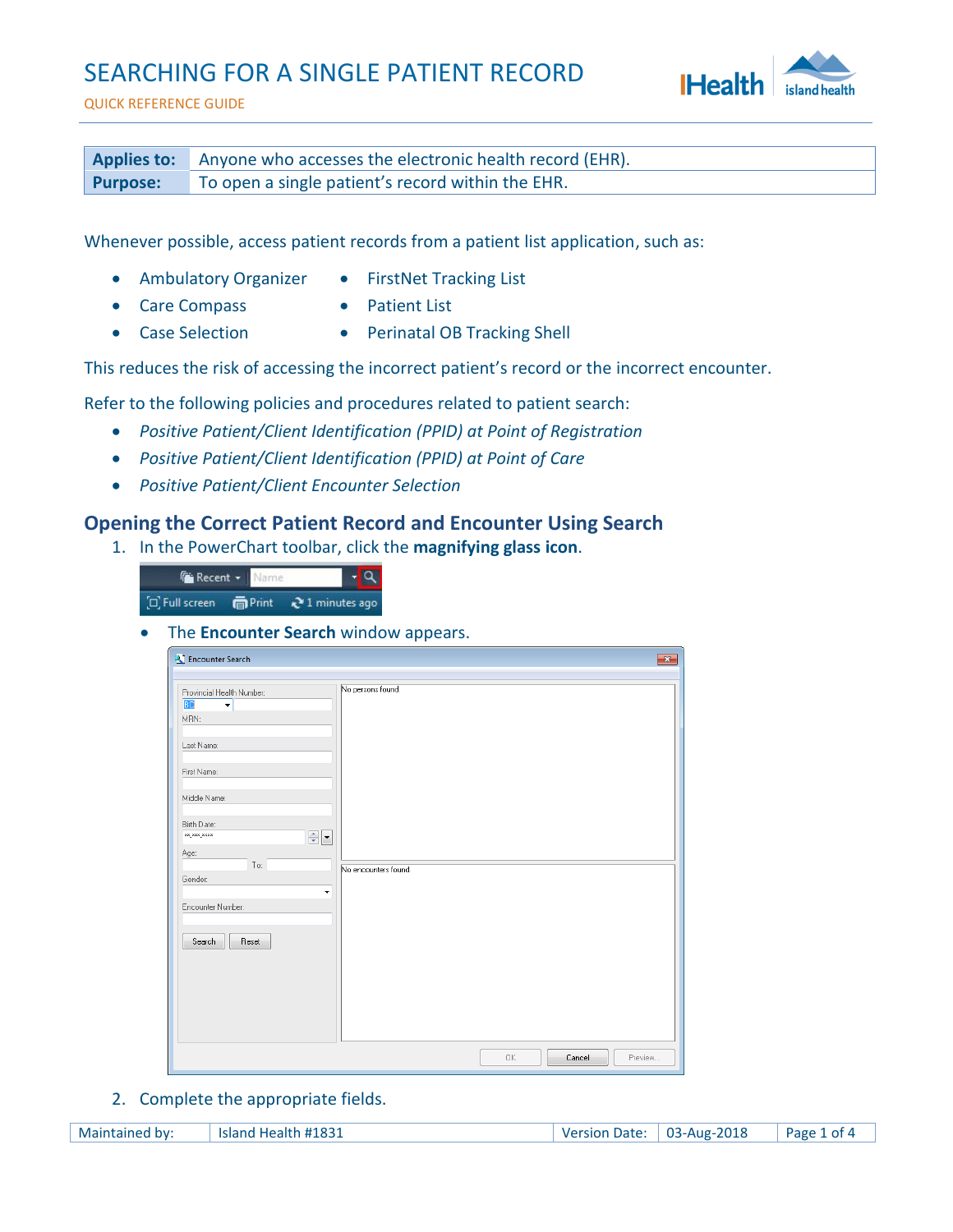# SEARCHING FOR A SINGLE PATIENT RECORD

QUICK REFERENCE GUIDE

| **Applies to:** | Anyone who accesses the electronic health record (EHR). |
|---|---|
| **Purpose:** | To open a single patient's record within the EHR. |

Whenever possible, access patient records from a patient list application, such as:

- Ambulatory Organizer
- Care Compass
- Case Selection
- FirstNet Tracking List
- Patient List
- Perinatal OB Tracking Shell

This reduces the risk of accessing the incorrect patient's record or the incorrect encounter.

Refer to the following policies and procedures related to patient search:

- *Positive Patient/Client Identification (PPID) at Point of Registration*
- *Positive Patient/Client Identification (PPID) at Point of Care*
- *Positive Patient/Client Encounter Selection*

## Opening the Correct Patient Record and Encounter Using Search

1. In the PowerChart toolbar, click the **magnifying glass icon**.
   - The **Encounter Search** window appears.
2. Complete the appropriate fields.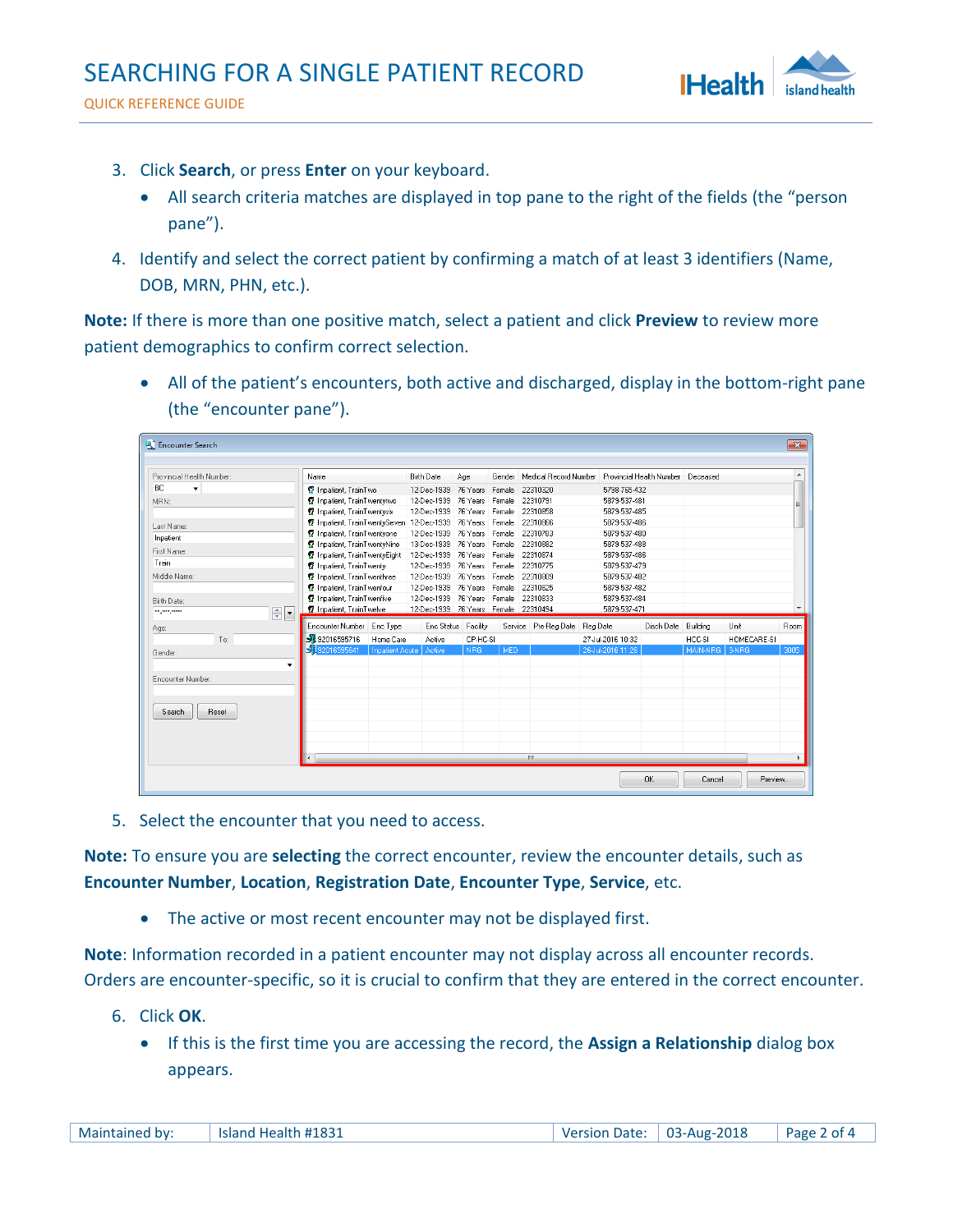3. Click **Search**, or press **Enter** on your keyboard.
   - All search criteria matches are displayed in top pane to the right of the fields (the "person pane").
4. Identify and select the correct patient by confirming a match of at least 3 identifiers (Name, DOB, MRN, PHN, etc.).

**Note:** If there is more than one positive match, select a patient and click **Preview** to review more patient demographics to confirm correct selection.

- All of the patient's encounters, both active and discharged, display in the bottom-right pane (the "encounter pane").

5. Select the encounter that you need to access.

**Note:** To ensure you are **selecting** the correct encounter, review the encounter details, such as **Encounter Number**, **Location**, **Registration Date**, **Encounter Type**, **Service**, etc.

- The active or most recent encounter may not be displayed first.

**Note**: Information recorded in a patient encounter may not display across all encounter records. Orders are encounter-specific, so it is crucial to confirm that they are entered in the correct encounter.

6. Click **OK**.
   - If this is the first time you are accessing the record, the **Assign a Relationship** dialog box appears.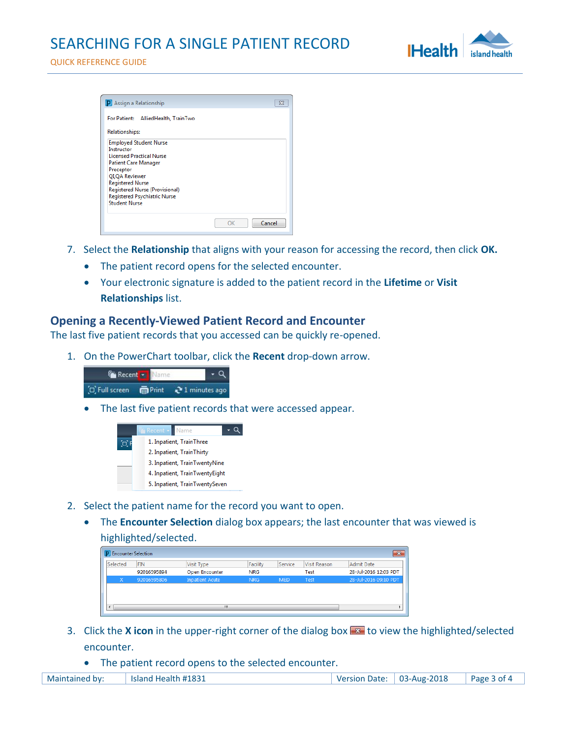7. Select the **Relationship** that aligns with your reason for accessing the record, then click **OK.**
   - The patient record opens for the selected encounter.
   - Your electronic signature is added to the patient record in the **Lifetime** or **Visit Relationships** list.

## Opening a Recently-Viewed Patient Record and Encounter

The last five patient records that you accessed can be quickly re-opened.

1. On the PowerChart toolbar, click the **Recent** drop-down arrow.
   - The last five patient records that were accessed appear.
2. Select the patient name for the record you want to open.
   - The **Encounter Selection** dialog box appears; the last encounter that was viewed is highlighted/selected.
3. Click the **X icon** in the upper-right corner of the dialog box to view the highlighted/selected encounter.
   - The patient record opens to the selected encounter.

| Maintained by: | Island Health #1831 | Version Date: | 03-Aug-2018 |
|---|---|---|---|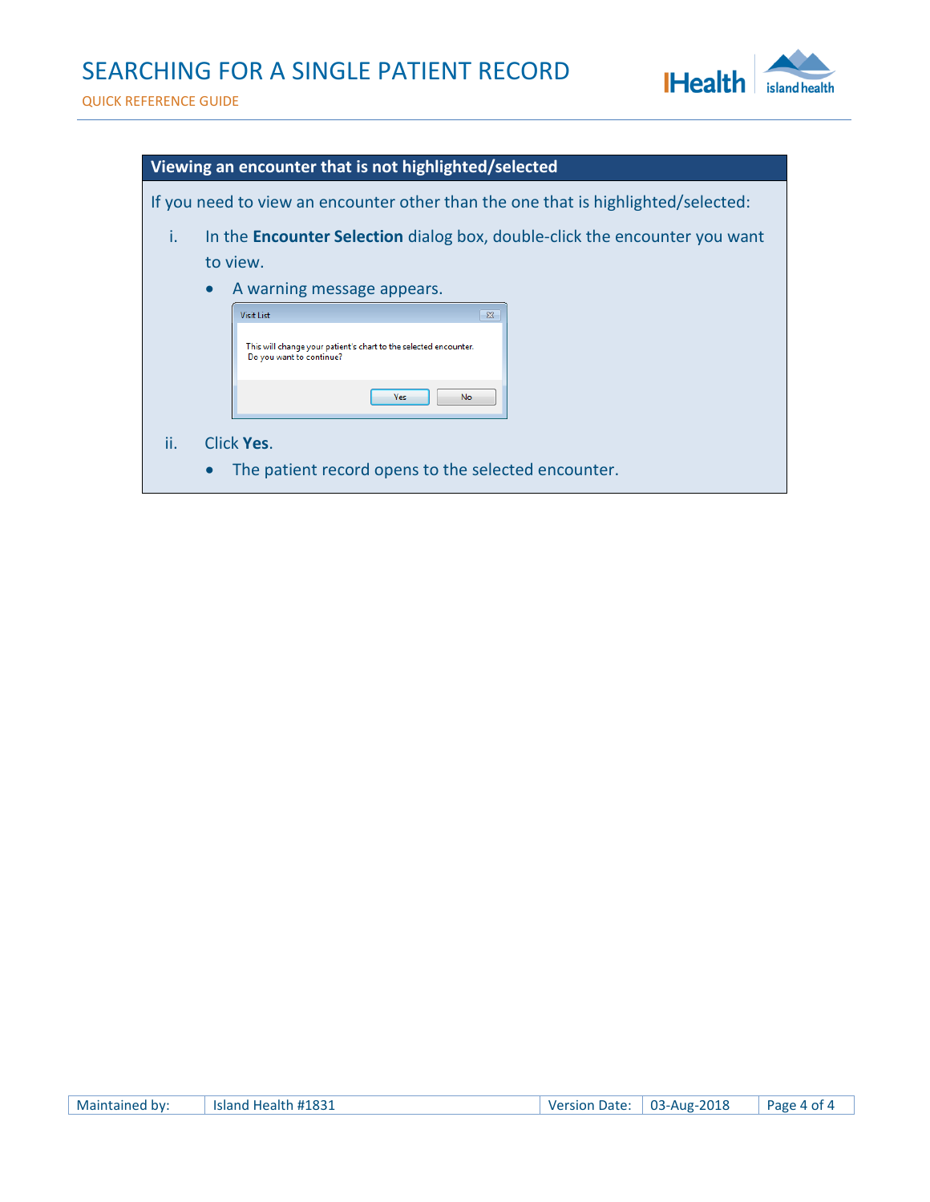## Viewing an encounter that is not highlighted/selected

If you need to view an encounter other than the one that is highlighted/selected:

i. In the **Encounter Selection** dialog box, double-click the encounter you want to view.
   - A warning message appears.

ii. Click **Yes**.
   - The patient record opens to the selected encounter.